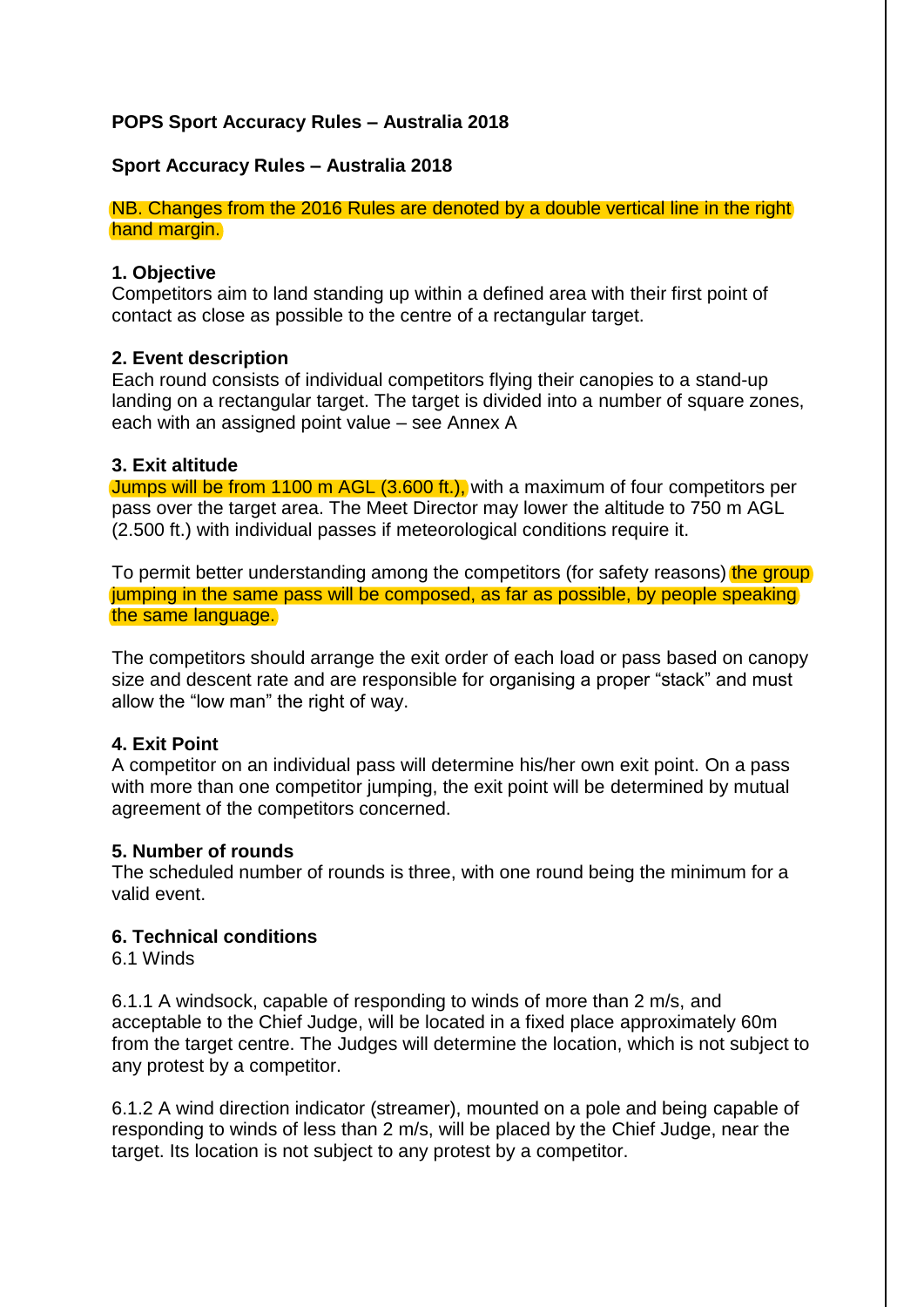**POPS Sport Accuracy Rules – Australia 2018**

**Sport Accuracy Rules – Australia 2018**

NB. Changes from the 2016 Rules are denoted by a double vertical line in the right hand margin.

**1. Objective**
Competitors aim to land standing up within a defined area with their first point of contact as close as possible to the centre of a rectangular target.

**2. Event description**
Each round consists of individual competitors flying their canopies to a stand-up landing on a rectangular target. The target is divided into a number of square zones, each with an assigned point value – see Annex A

**3. Exit altitude**
Jumps will be from 1100 m AGL (3.600 ft.), with a maximum of four competitors per pass over the target area. The Meet Director may lower the altitude to 750 m AGL (2.500 ft.) with individual passes if meteorological conditions require it.

To permit better understanding among the competitors (for safety reasons) the group jumping in the same pass will be composed, as far as possible, by people speaking the same language.

The competitors should arrange the exit order of each load or pass based on canopy size and descent rate and are responsible for organising a proper "stack" and must allow the "low man" the right of way.

**4. Exit Point**
A competitor on an individual pass will determine his/her own exit point. On a pass with more than one competitor jumping, the exit point will be determined by mutual agreement of the competitors concerned.

**5. Number of rounds**
The scheduled number of rounds is three, with one round being the minimum for a valid event.

**6. Technical conditions**
6.1 Winds

6.1.1 A windsock, capable of responding to winds of more than 2 m/s, and acceptable to the Chief Judge, will be located in a fixed place approximately 60m from the target centre. The Judges will determine the location, which is not subject to any protest by a competitor.

6.1.2 A wind direction indicator (streamer), mounted on a pole and being capable of responding to winds of less than 2 m/s, will be placed by the Chief Judge, near the target. Its location is not subject to any protest by a competitor.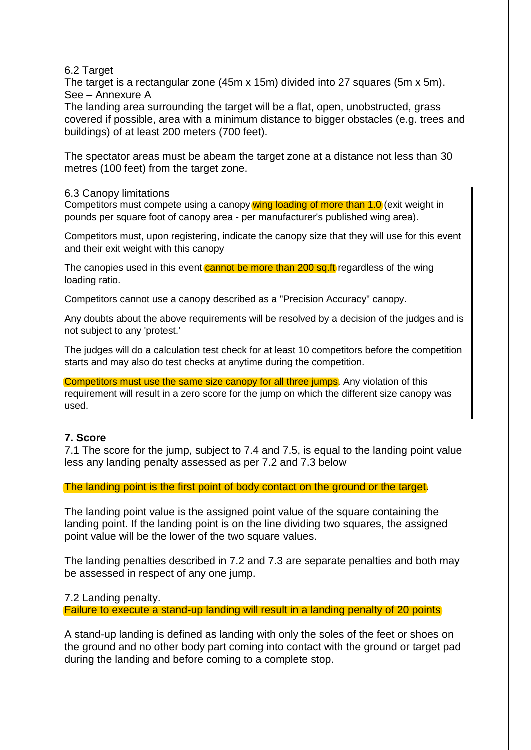6.2 Target

The target is a rectangular zone (45m x 15m) divided into 27 squares (5m x 5m). See – Annexure A

The landing area surrounding the target will be a flat, open, unobstructed, grass covered if possible, area with a minimum distance to bigger obstacles (e.g. trees and buildings) of at least 200 meters (700 feet).

The spectator areas must be abeam the target zone at a distance not less than 30 metres (100 feet) from the target zone.

6.3 Canopy limitations

Competitors must compete using a canopy wing loading of more than 1.0 (exit weight in pounds per square foot of canopy area - per manufacturer's published wing area).

Competitors must, upon registering, indicate the canopy size that they will use for this event and their exit weight with this canopy

The canopies used in this event cannot be more than 200 sq.ft regardless of the wing loading ratio.

Competitors cannot use a canopy described as a "Precision Accuracy" canopy.

Any doubts about the above requirements will be resolved by a decision of the judges and is not subject to any 'protest.'

The judges will do a calculation test check for at least 10 competitors before the competition starts and may also do test checks at anytime during the competition.

Competitors must use the same size canopy for all three jumps. Any violation of this requirement will result in a zero score for the jump on which the different size canopy was used.

**7. Score**

7.1 The score for the jump, subject to 7.4 and 7.5, is equal to the landing point value less any landing penalty assessed as per 7.2 and 7.3 below

The landing point is the first point of body contact on the ground or the target.

The landing point value is the assigned point value of the square containing the landing point. If the landing point is on the line dividing two squares, the assigned point value will be the lower of the two square values.

The landing penalties described in 7.2 and 7.3 are separate penalties and both may be assessed in respect of any one jump.

7.2 Landing penalty.

Failure to execute a stand-up landing will result in a landing penalty of 20 points

A stand-up landing is defined as landing with only the soles of the feet or shoes on the ground and no other body part coming into contact with the ground or target pad during the landing and before coming to a complete stop.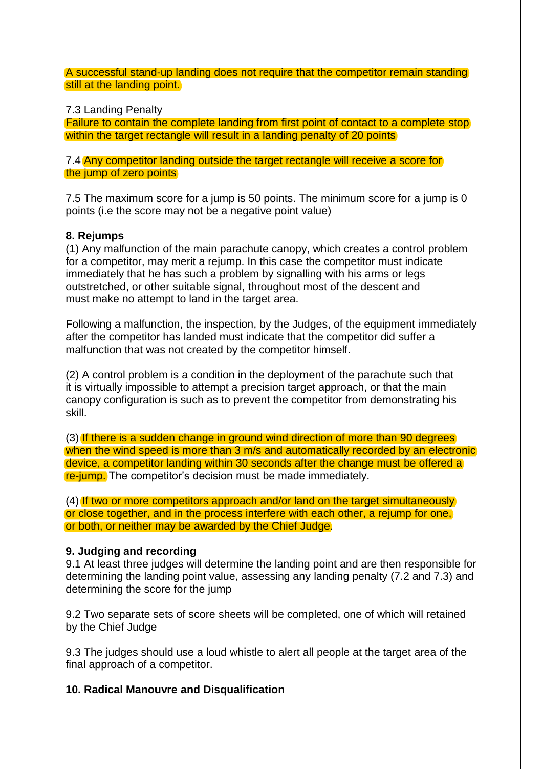A successful stand-up landing does not require that the competitor remain standing still at the landing point.

7.3 Landing Penalty
Failure to contain the complete landing from first point of contact to a complete stop within the target rectangle will result in a landing penalty of 20 points

7.4 Any competitor landing outside the target rectangle will receive a score for the jump of zero points

7.5 The maximum score for a jump is 50 points. The minimum score for a jump is 0 points (i.e the score may not be a negative point value)

**8. Rejumps**

(1) Any malfunction of the main parachute canopy, which creates a control problem for a competitor, may merit a rejump. In this case the competitor must indicate immediately that he has such a problem by signalling with his arms or legs outstretched, or other suitable signal, throughout most of the descent and must make no attempt to land in the target area.

Following a malfunction, the inspection, by the Judges, of the equipment immediately after the competitor has landed must indicate that the competitor did suffer a malfunction that was not created by the competitor himself.

(2) A control problem is a condition in the deployment of the parachute such that it is virtually impossible to attempt a precision target approach, or that the main canopy configuration is such as to prevent the competitor from demonstrating his skill.

(3) If there is a sudden change in ground wind direction of more than 90 degrees when the wind speed is more than 3 m/s and automatically recorded by an electronic device, a competitor landing within 30 seconds after the change must be offered a re-jump. The competitor's decision must be made immediately.

(4) If two or more competitors approach and/or land on the target simultaneously or close together, and in the process interfere with each other, a rejump for one, or both, or neither may be awarded by the Chief Judge.

**9. Judging and recording**

9.1 At least three judges will determine the landing point and are then responsible for determining the landing point value, assessing any landing penalty (7.2 and 7.3) and determining the score for the jump

9.2 Two separate sets of score sheets will be completed, one of which will retained by the Chief Judge

9.3 The judges should use a loud whistle to alert all people at the target area of the final approach of a competitor.

**10. Radical Manouvre and Disqualification**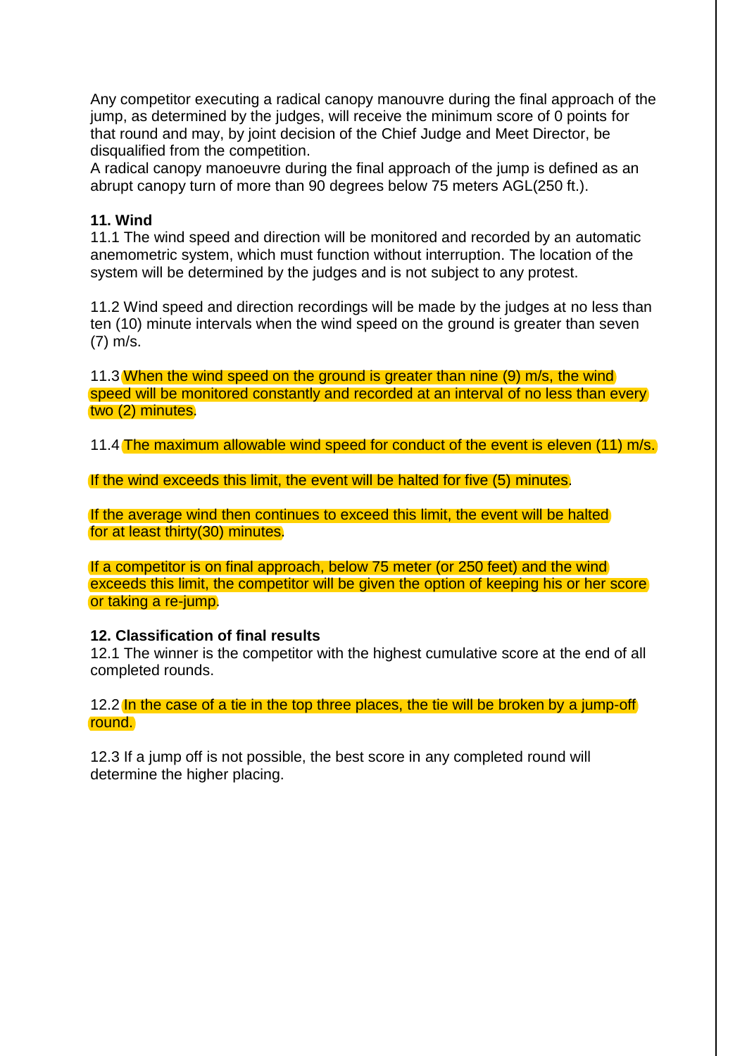Any competitor executing a radical canopy manouvre during the final approach of the jump, as determined by the judges, will receive the minimum score of 0 points for that round and may, by joint decision of the Chief Judge and Meet Director, be disqualified from the competition.
A radical canopy manoeuvre during the final approach of the jump is defined as an abrupt canopy turn of more than 90 degrees below 75 meters AGL(250 ft.).

**11. Wind**
11.1 The wind speed and direction will be monitored and recorded by an automatic anemometric system, which must function without interruption. The location of the system will be determined by the judges and is not subject to any protest.

11.2 Wind speed and direction recordings will be made by the judges at no less than ten (10) minute intervals when the wind speed on the ground is greater than seven (7) m/s.

11.3 When the wind speed on the ground is greater than nine (9) m/s, the wind speed will be monitored constantly and recorded at an interval of no less than every two (2) minutes.

11.4 The maximum allowable wind speed for conduct of the event is eleven (11) m/s.

If the wind exceeds this limit, the event will be halted for five (5) minutes.

If the average wind then continues to exceed this limit, the event will be halted for at least thirty(30) minutes.

If a competitor is on final approach, below 75 meter (or 250 feet) and the wind exceeds this limit, the competitor will be given the option of keeping his or her score or taking a re-jump.

**12. Classification of final results**
12.1 The winner is the competitor with the highest cumulative score at the end of all completed rounds.

12.2 In the case of a tie in the top three places, the tie will be broken by a jump-off round.

12.3 If a jump off is not possible, the best score in any completed round will determine the higher placing.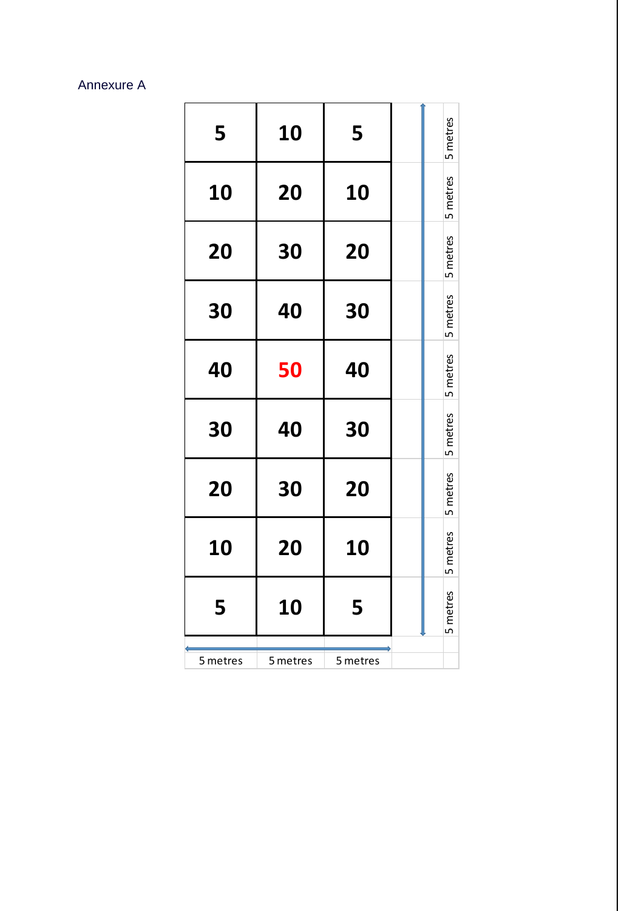Annexure A

| | | | |
|---|---|---|---|
| 5 | 10 | 5 | 5 metres |
| 10 | 20 | 10 | 5 metres |
| 20 | 30 | 20 | 5 metres |
| 30 | 40 | 30 | 5 metres |
| 40 | 50 | 40 | 5 metres |
| 30 | 40 | 30 | 5 metres |
| 20 | 30 | 20 | 5 metres |
| 10 | 20 | 10 | 5 metres |
| 5 | 10 | 5 | 5 metres |
| 5 metres | 5 metres | 5 metres | |